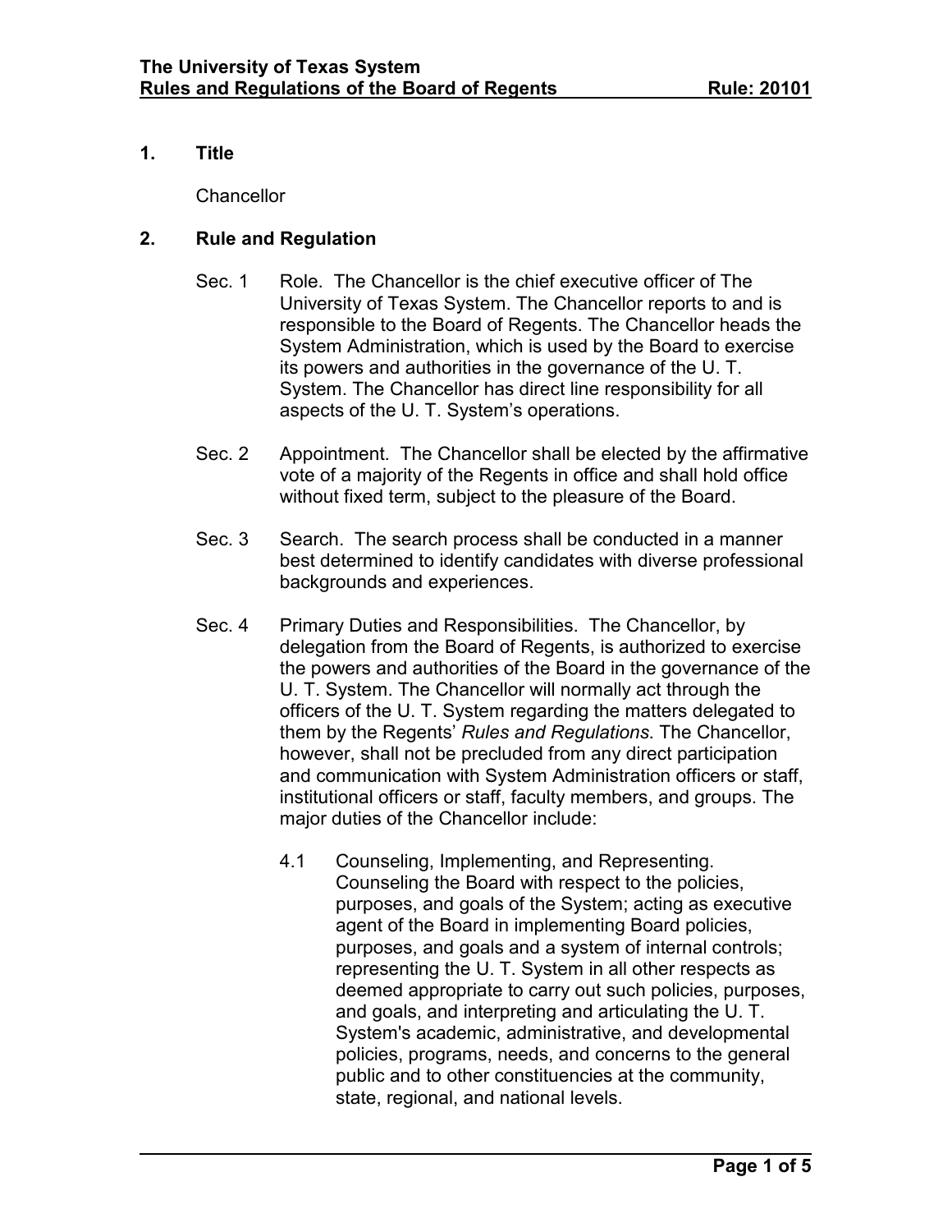## 1. Title

Chancellor

## 2. Rule and Regulation

Sec. 1 Role. The Chancellor is the chief executive officer of The University of Texas System. The Chancellor reports to and is responsible to the Board of Regents. The Chancellor heads the System Administration, which is used by the Board to exercise its powers and authorities in the governance of the U. T. System. The Chancellor has direct line responsibility for all aspects of the U. T. System's operations.

Sec. 2 Appointment. The Chancellor shall be elected by the affirmative vote of a majority of the Regents in office and shall hold office without fixed term, subject to the pleasure of the Board.

Sec. 3 Search. The search process shall be conducted in a manner best determined to identify candidates with diverse professional backgrounds and experiences.

Sec. 4 Primary Duties and Responsibilities. The Chancellor, by delegation from the Board of Regents, is authorized to exercise the powers and authorities of the Board in the governance of the U. T. System. The Chancellor will normally act through the officers of the U. T. System regarding the matters delegated to them by the Regents' *Rules and Regulations*. The Chancellor, however, shall not be precluded from any direct participation and communication with System Administration officers or staff, institutional officers or staff, faculty members, and groups. The major duties of the Chancellor include:

4.1 Counseling, Implementing, and Representing. Counseling the Board with respect to the policies, purposes, and goals of the System; acting as executive agent of the Board in implementing Board policies, purposes, and goals and a system of internal controls; representing the U. T. System in all other respects as deemed appropriate to carry out such policies, purposes, and goals, and interpreting and articulating the U. T. System's academic, administrative, and developmental policies, programs, needs, and concerns to the general public and to other constituencies at the community, state, regional, and national levels.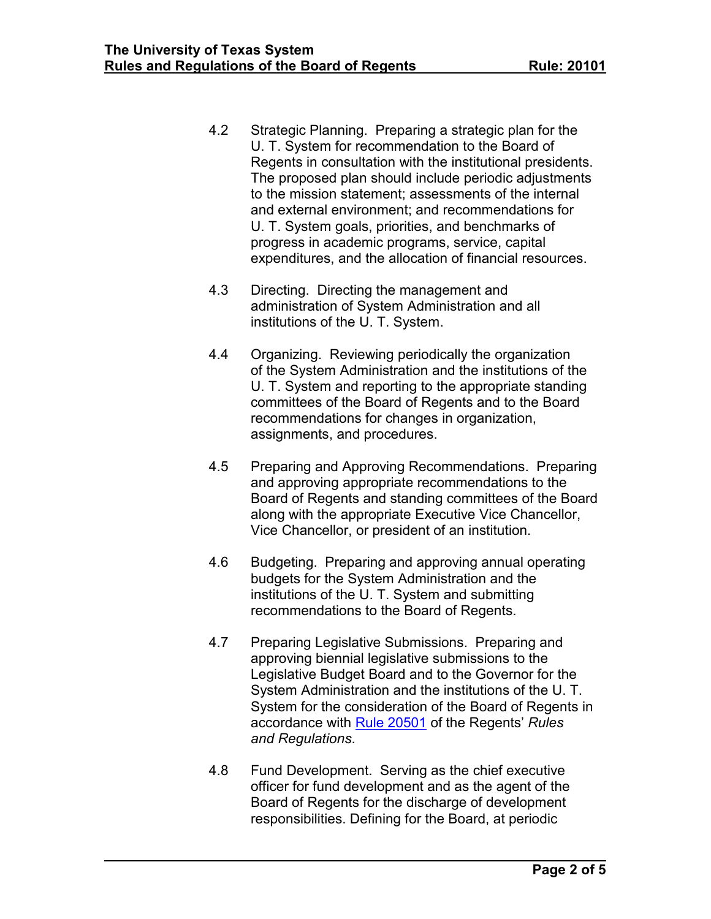4.2 Strategic Planning. Preparing a strategic plan for the U. T. System for recommendation to the Board of Regents in consultation with the institutional presidents. The proposed plan should include periodic adjustments to the mission statement; assessments of the internal and external environment; and recommendations for U. T. System goals, priorities, and benchmarks of progress in academic programs, service, capital expenditures, and the allocation of financial resources.

4.3 Directing. Directing the management and administration of System Administration and all institutions of the U. T. System.

4.4 Organizing. Reviewing periodically the organization of the System Administration and the institutions of the U. T. System and reporting to the appropriate standing committees of the Board of Regents and to the Board recommendations for changes in organization, assignments, and procedures.

4.5 Preparing and Approving Recommendations. Preparing and approving appropriate recommendations to the Board of Regents and standing committees of the Board along with the appropriate Executive Vice Chancellor, Vice Chancellor, or president of an institution.

4.6 Budgeting. Preparing and approving annual operating budgets for the System Administration and the institutions of the U. T. System and submitting recommendations to the Board of Regents.

4.7 Preparing Legislative Submissions. Preparing and approving biennial legislative submissions to the Legislative Budget Board and to the Governor for the System Administration and the institutions of the U. T. System for the consideration of the Board of Regents in accordance with Rule 20501 of the Regents' *Rules and Regulations*.

4.8 Fund Development. Serving as the chief executive officer for fund development and as the agent of the Board of Regents for the discharge of development responsibilities. Defining for the Board, at periodic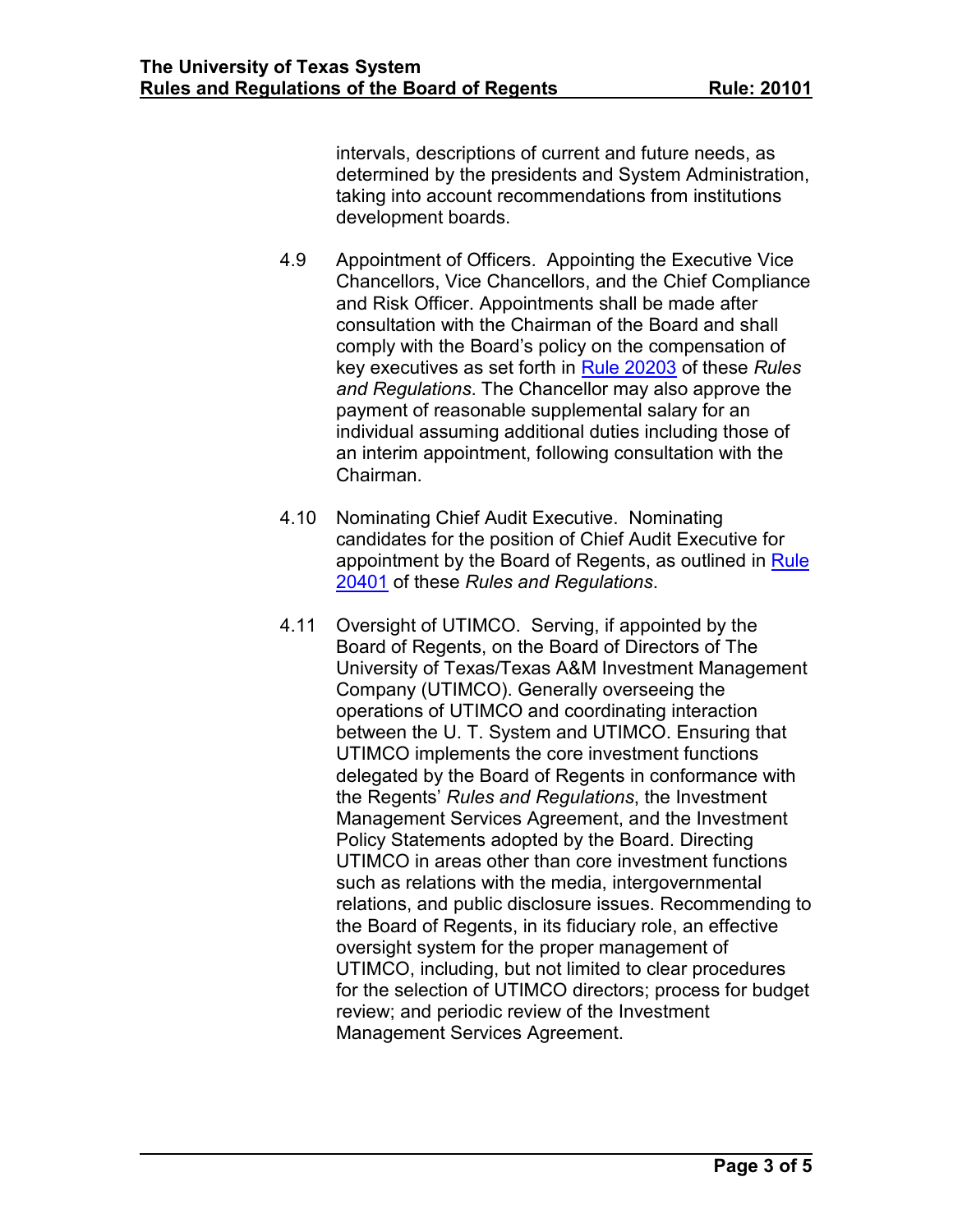intervals, descriptions of current and future needs, as determined by the presidents and System Administration, taking into account recommendations from institutions development boards.

4.9 Appointment of Officers. Appointing the Executive Vice Chancellors, Vice Chancellors, and the Chief Compliance and Risk Officer. Appointments shall be made after consultation with the Chairman of the Board and shall comply with the Board's policy on the compensation of key executives as set forth in Rule 20203 of these *Rules and Regulations*. The Chancellor may also approve the payment of reasonable supplemental salary for an individual assuming additional duties including those of an interim appointment, following consultation with the Chairman.

4.10 Nominating Chief Audit Executive. Nominating candidates for the position of Chief Audit Executive for appointment by the Board of Regents, as outlined in Rule 20401 of these *Rules and Regulations*.

4.11 Oversight of UTIMCO. Serving, if appointed by the Board of Regents, on the Board of Directors of The University of Texas/Texas A&M Investment Management Company (UTIMCO). Generally overseeing the operations of UTIMCO and coordinating interaction between the U. T. System and UTIMCO. Ensuring that UTIMCO implements the core investment functions delegated by the Board of Regents in conformance with the Regents' *Rules and Regulations*, the Investment Management Services Agreement, and the Investment Policy Statements adopted by the Board. Directing UTIMCO in areas other than core investment functions such as relations with the media, intergovernmental relations, and public disclosure issues. Recommending to the Board of Regents, in its fiduciary role, an effective oversight system for the proper management of UTIMCO, including, but not limited to clear procedures for the selection of UTIMCO directors; process for budget review; and periodic review of the Investment Management Services Agreement.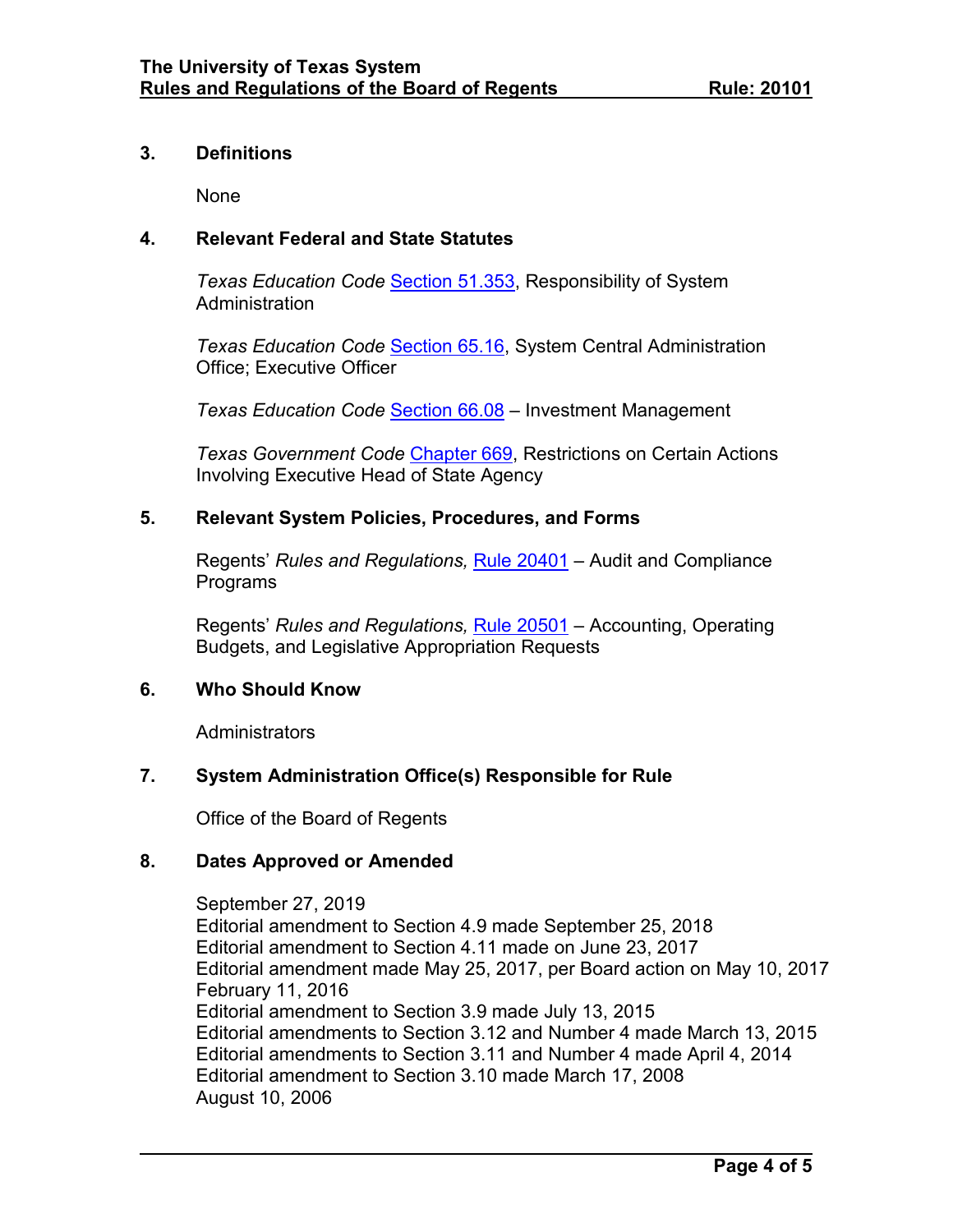## 3. Definitions

None

## 4. Relevant Federal and State Statutes

*Texas Education Code* Section 51.353, Responsibility of System Administration

*Texas Education Code* Section 65.16, System Central Administration Office; Executive Officer

*Texas Education Code* Section 66.08 – Investment Management

*Texas Government Code* Chapter 669, Restrictions on Certain Actions Involving Executive Head of State Agency

## 5. Relevant System Policies, Procedures, and Forms

Regents' *Rules and Regulations,* Rule 20401 – Audit and Compliance Programs

Regents' *Rules and Regulations,* Rule 20501 – Accounting, Operating Budgets, and Legislative Appropriation Requests

## 6. Who Should Know

Administrators

## 7. System Administration Office(s) Responsible for Rule

Office of the Board of Regents

## 8. Dates Approved or Amended

September 27, 2019
Editorial amendment to Section 4.9 made September 25, 2018
Editorial amendment to Section 4.11 made on June 23, 2017
Editorial amendment made May 25, 2017, per Board action on May 10, 2017
February 11, 2016
Editorial amendment to Section 3.9 made July 13, 2015
Editorial amendments to Section 3.12 and Number 4 made March 13, 2015
Editorial amendments to Section 3.11 and Number 4 made April 4, 2014
Editorial amendment to Section 3.10 made March 17, 2008
August 10, 2006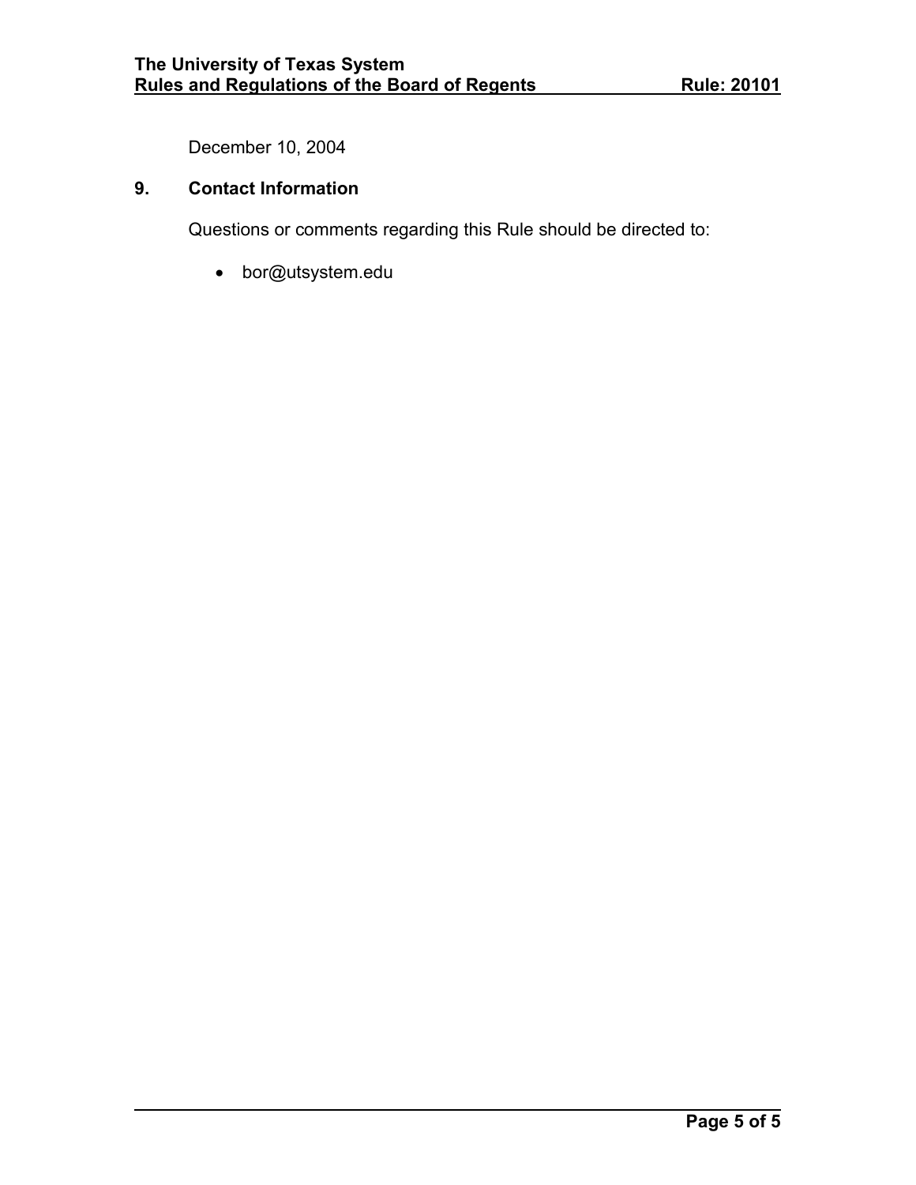December 10, 2004

## 9. Contact Information

Questions or comments regarding this Rule should be directed to:

- bor@utsystem.edu